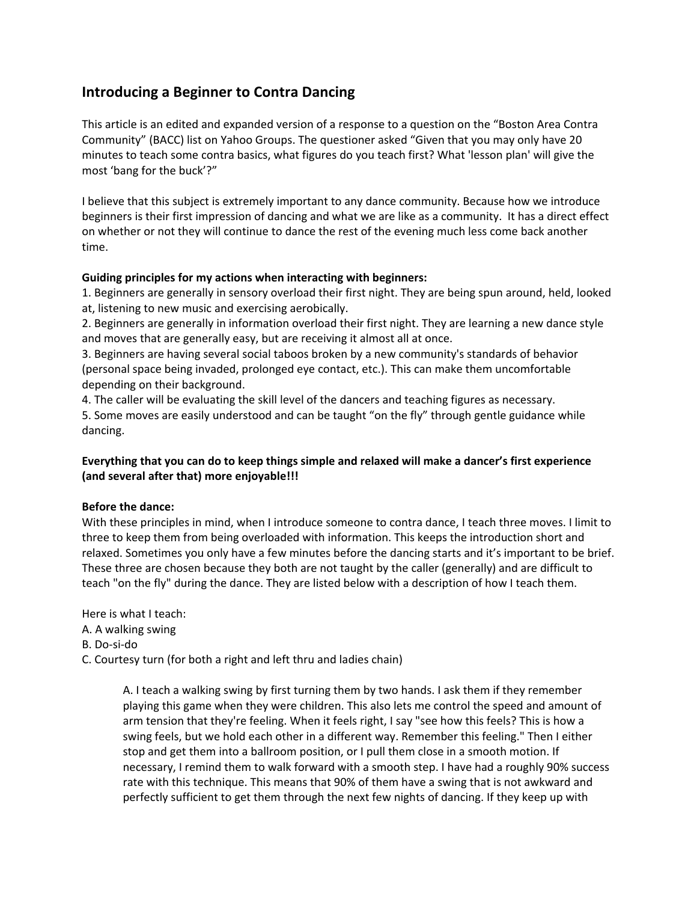# Introducing a Beginner to Contra Dancing

This article is an edited and expanded version of a response to a question on the "Boston Area Contra Community" (BACC) list on Yahoo Groups. The questioner asked "Given that you may only have 20 minutes to teach some contra basics, what figures do you teach first? What 'lesson plan' will give the most 'bang for the buck'?"

I believe that this subject is extremely important to any dance community. Because how we introduce beginners is their first impression of dancing and what we are like as a community. It has a direct effect on whether or not they will continue to dance the rest of the evening much less come back another time.

**Guiding principles for my actions when interacting with beginners:**

1. Beginners are generally in sensory overload their first night. They are being spun around, held, looked at, listening to new music and exercising aerobically.
2. Beginners are generally in information overload their first night. They are learning a new dance style and moves that are generally easy, but are receiving it almost all at once.
3. Beginners are having several social taboos broken by a new community's standards of behavior (personal space being invaded, prolonged eye contact, etc.). This can make them uncomfortable depending on their background.
4. The caller will be evaluating the skill level of the dancers and teaching figures as necessary.
5. Some moves are easily understood and can be taught "on the fly" through gentle guidance while dancing.

**Everything that you can do to keep things simple and relaxed will make a dancer's first experience (and several after that) more enjoyable!!!**

**Before the dance:**

With these principles in mind, when I introduce someone to contra dance, I teach three moves. I limit to three to keep them from being overloaded with information. This keeps the introduction short and relaxed. Sometimes you only have a few minutes before the dancing starts and it's important to be brief. These three are chosen because they both are not taught by the caller (generally) and are difficult to teach "on the fly" during the dance. They are listed below with a description of how I teach them.

Here is what I teach:

A. A walking swing
B. Do-si-do
C. Courtesy turn (for both a right and left thru and ladies chain)

> A. I teach a walking swing by first turning them by two hands. I ask them if they remember playing this game when they were children. This also lets me control the speed and amount of arm tension that they're feeling. When it feels right, I say "see how this feels? This is how a swing feels, but we hold each other in a different way. Remember this feeling." Then I either stop and get them into a ballroom position, or I pull them close in a smooth motion. If necessary, I remind them to walk forward with a smooth step. I have had a roughly 90% success rate with this technique. This means that 90% of them have a swing that is not awkward and perfectly sufficient to get them through the next few nights of dancing. If they keep up with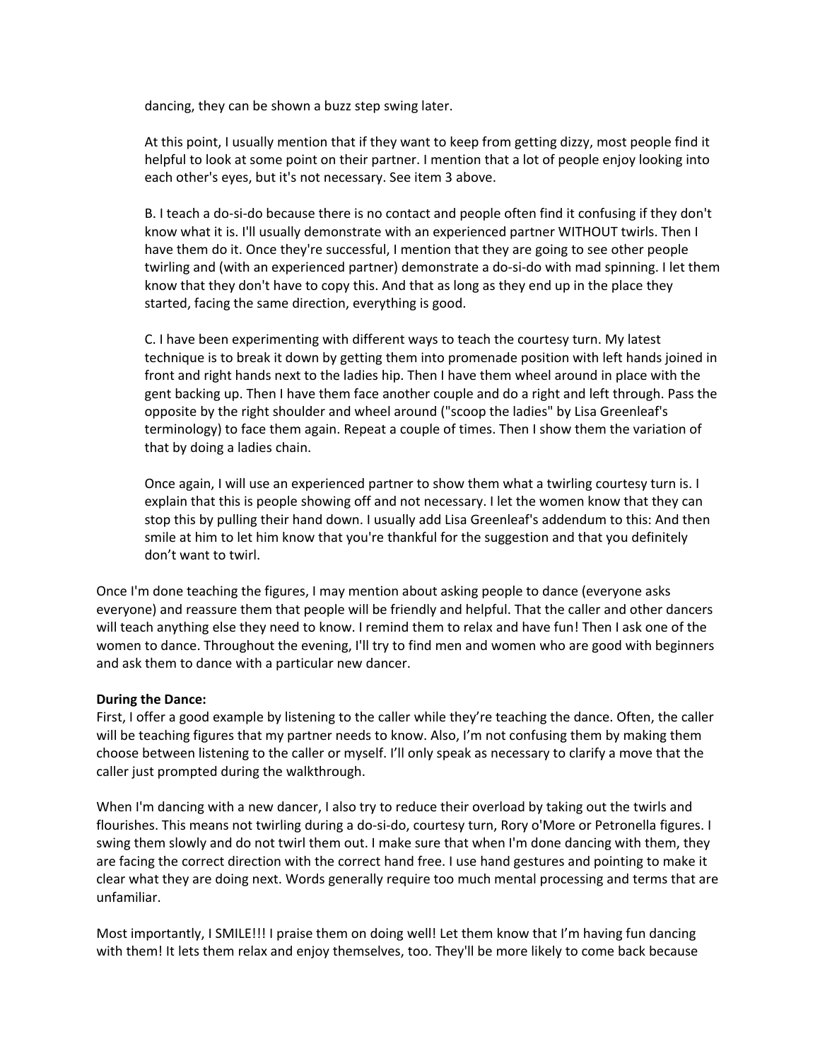dancing, they can be shown a buzz step swing later.

At this point, I usually mention that if they want to keep from getting dizzy, most people find it helpful to look at some point on their partner. I mention that a lot of people enjoy looking into each other's eyes, but it's not necessary. See item 3 above.

B. I teach a do-si-do because there is no contact and people often find it confusing if they don't know what it is. I'll usually demonstrate with an experienced partner WITHOUT twirls. Then I have them do it. Once they're successful, I mention that they are going to see other people twirling and (with an experienced partner) demonstrate a do-si-do with mad spinning. I let them know that they don't have to copy this. And that as long as they end up in the place they started, facing the same direction, everything is good.

C. I have been experimenting with different ways to teach the courtesy turn. My latest technique is to break it down by getting them into promenade position with left hands joined in front and right hands next to the ladies hip. Then I have them wheel around in place with the gent backing up. Then I have them face another couple and do a right and left through. Pass the opposite by the right shoulder and wheel around ("scoop the ladies" by Lisa Greenleaf's terminology) to face them again. Repeat a couple of times. Then I show them the variation of that by doing a ladies chain.

Once again, I will use an experienced partner to show them what a twirling courtesy turn is. I explain that this is people showing off and not necessary. I let the women know that they can stop this by pulling their hand down. I usually add Lisa Greenleaf's addendum to this: And then smile at him to let him know that you're thankful for the suggestion and that you definitely don't want to twirl.

Once I'm done teaching the figures, I may mention about asking people to dance (everyone asks everyone) and reassure them that people will be friendly and helpful. That the caller and other dancers will teach anything else they need to know. I remind them to relax and have fun! Then I ask one of the women to dance. Throughout the evening, I'll try to find men and women who are good with beginners and ask them to dance with a particular new dancer.

**During the Dance:**
First, I offer a good example by listening to the caller while they're teaching the dance. Often, the caller will be teaching figures that my partner needs to know. Also, I'm not confusing them by making them choose between listening to the caller or myself. I'll only speak as necessary to clarify a move that the caller just prompted during the walkthrough.

When I'm dancing with a new dancer, I also try to reduce their overload by taking out the twirls and flourishes. This means not twirling during a do-si-do, courtesy turn, Rory o'More or Petronella figures. I swing them slowly and do not twirl them out. I make sure that when I'm done dancing with them, they are facing the correct direction with the correct hand free. I use hand gestures and pointing to make it clear what they are doing next. Words generally require too much mental processing and terms that are unfamiliar.

Most importantly, I SMILE!!! I praise them on doing well! Let them know that I'm having fun dancing with them! It lets them relax and enjoy themselves, too. They'll be more likely to come back because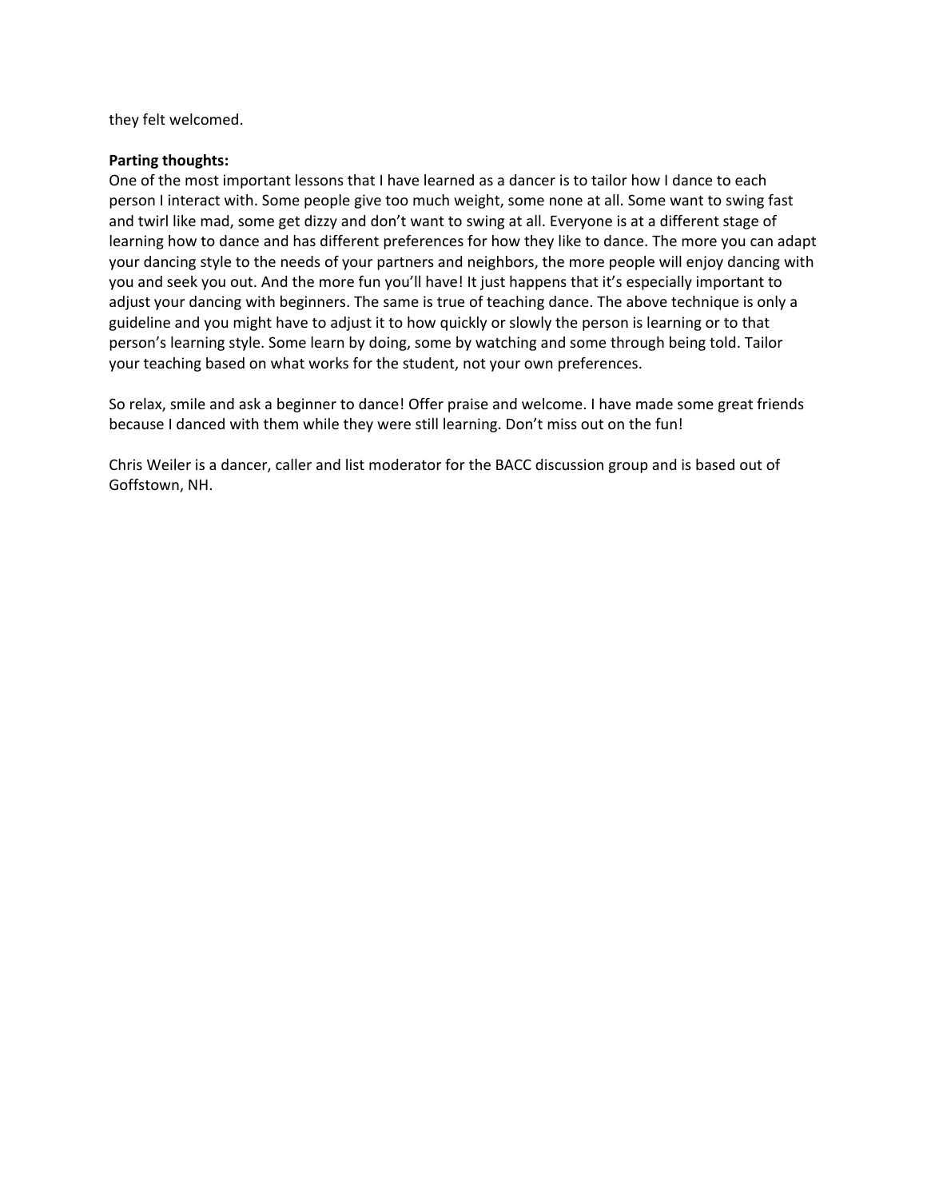they felt welcomed.

**Parting thoughts:**

One of the most important lessons that I have learned as a dancer is to tailor how I dance to each person I interact with. Some people give too much weight, some none at all. Some want to swing fast and twirl like mad, some get dizzy and don't want to swing at all. Everyone is at a different stage of learning how to dance and has different preferences for how they like to dance. The more you can adapt your dancing style to the needs of your partners and neighbors, the more people will enjoy dancing with you and seek you out. And the more fun you'll have! It just happens that it's especially important to adjust your dancing with beginners. The same is true of teaching dance. The above technique is only a guideline and you might have to adjust it to how quickly or slowly the person is learning or to that person's learning style. Some learn by doing, some by watching and some through being told. Tailor your teaching based on what works for the student, not your own preferences.

So relax, smile and ask a beginner to dance! Offer praise and welcome. I have made some great friends because I danced with them while they were still learning. Don't miss out on the fun!

Chris Weiler is a dancer, caller and list moderator for the BACC discussion group and is based out of Goffstown, NH.